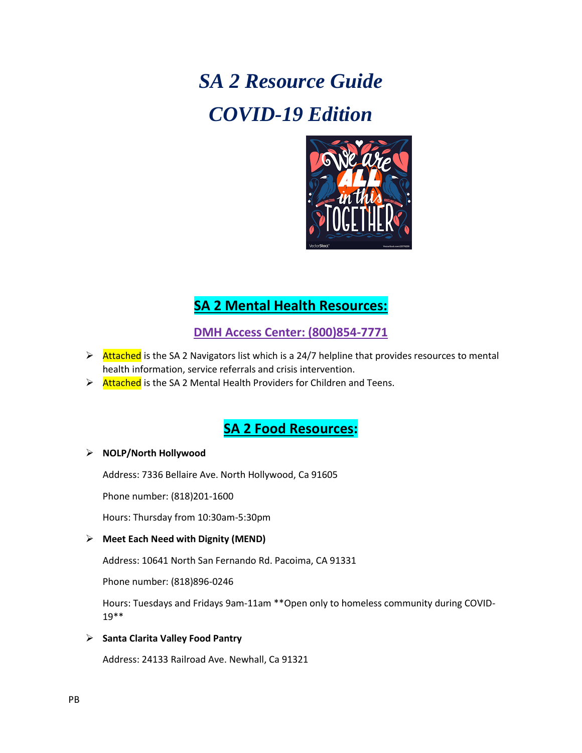# *SA 2 Resource Guide*
# *COVID-19 Edition*

## SA 2 Mental Health Resources:

### DMH Access Center: (800)854-7771

- Attached is the SA 2 Navigators list which is a 24/7 helpline that provides resources to mental health information, service referrals and crisis intervention.
- Attached is the SA 2 Mental Health Providers for Children and Teens.

## SA 2 Food Resources:

- **NOLP/North Hollywood**

  Address: 7336 Bellaire Ave. North Hollywood, Ca 91605

  Phone number: (818)201-1600

  Hours: Thursday from 10:30am-5:30pm

- **Meet Each Need with Dignity (MEND)**

  Address: 10641 North San Fernando Rd. Pacoima, CA 91331

  Phone number: (818)896-0246

  Hours: Tuesdays and Fridays 9am-11am **Open only to homeless community during COVID-19**

- **Santa Clarita Valley Food Pantry**

  Address: 24133 Railroad Ave. Newhall, Ca 91321

PB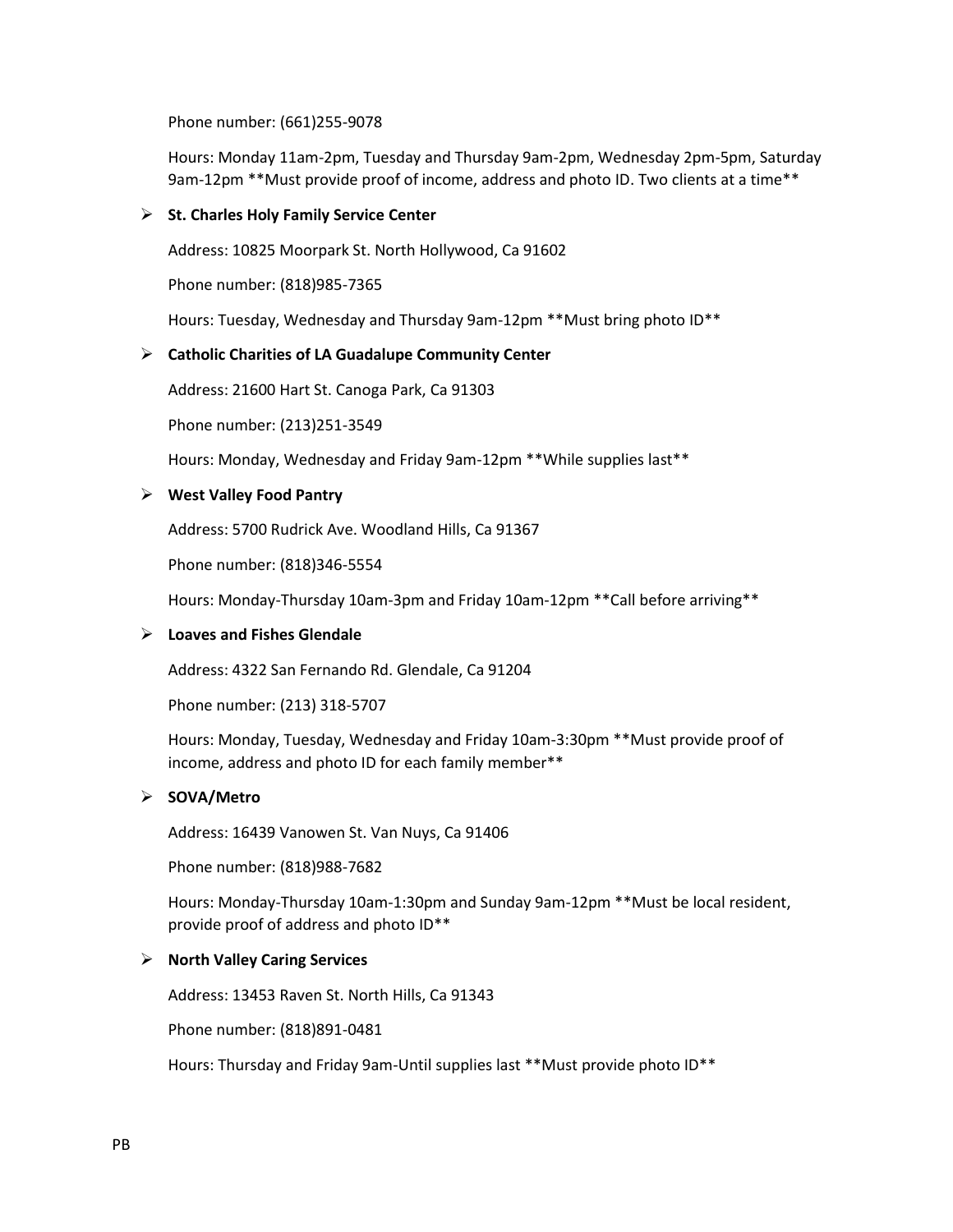Phone number: (661)255-9078

Hours: Monday 11am-2pm, Tuesday and Thursday 9am-2pm, Wednesday 2pm-5pm, Saturday 9am-12pm **Must provide proof of income, address and photo ID. Two clients at a time**

- **St. Charles Holy Family Service Center**

  Address: 10825 Moorpark St. North Hollywood, Ca 91602

  Phone number: (818)985-7365

  Hours: Tuesday, Wednesday and Thursday 9am-12pm **Must bring photo ID**

- **Catholic Charities of LA Guadalupe Community Center**

  Address: 21600 Hart St. Canoga Park, Ca 91303

  Phone number: (213)251-3549

  Hours: Monday, Wednesday and Friday 9am-12pm **While supplies last**

- **West Valley Food Pantry**

  Address: 5700 Rudrick Ave. Woodland Hills, Ca 91367

  Phone number: (818)346-5554

  Hours: Monday-Thursday 10am-3pm and Friday 10am-12pm **Call before arriving**

- **Loaves and Fishes Glendale**

  Address: 4322 San Fernando Rd. Glendale, Ca 91204

  Phone number: (213) 318-5707

  Hours: Monday, Tuesday, Wednesday and Friday 10am-3:30pm **Must provide proof of income, address and photo ID for each family member**

- **SOVA/Metro**

  Address: 16439 Vanowen St. Van Nuys, Ca 91406

  Phone number: (818)988-7682

  Hours: Monday-Thursday 10am-1:30pm and Sunday 9am-12pm **Must be local resident, provide proof of address and photo ID**

- **North Valley Caring Services**

  Address: 13453 Raven St. North Hills, Ca 91343

  Phone number: (818)891-0481

  Hours: Thursday and Friday 9am-Until supplies last **Must provide photo ID**

PB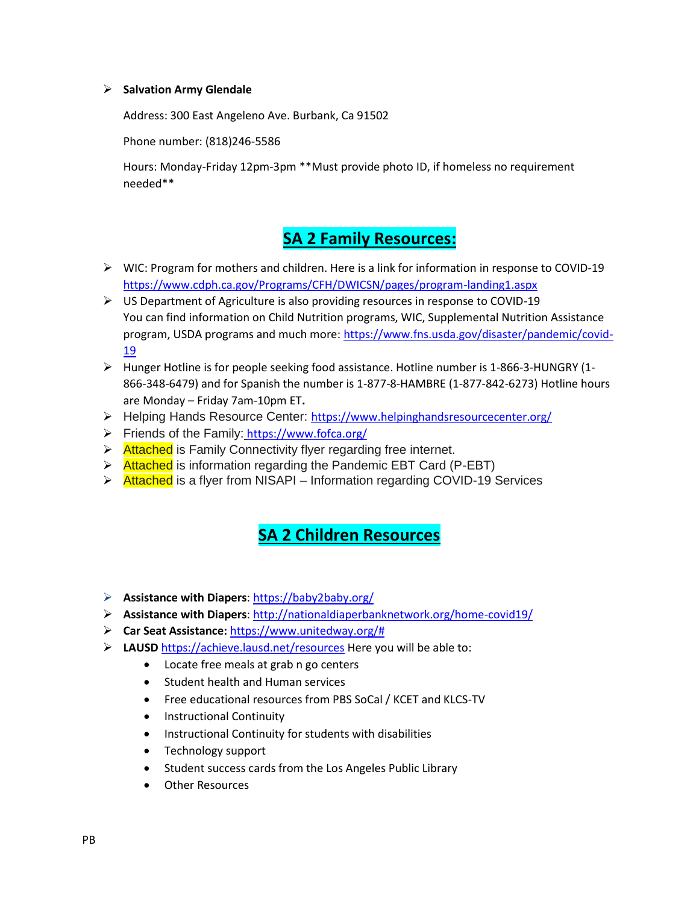- **Salvation Army Glendale**

  Address: 300 East Angeleno Ave. Burbank, Ca 91502

  Phone number: (818)246-5586

  Hours: Monday-Friday 12pm-3pm **Must provide photo ID, if homeless no requirement needed**

## SA 2 Family Resources:

- WIC: Program for mothers and children. Here is a link for information in response to COVID-19 https://www.cdph.ca.gov/Programs/CFH/DWICSN/pages/program-landing1.aspx
- US Department of Agriculture is also providing resources in response to COVID-19
  You can find information on Child Nutrition programs, WIC, Supplemental Nutrition Assistance program, USDA programs and much more: https://www.fns.usda.gov/disaster/pandemic/covid-19
- Hunger Hotline is for people seeking food assistance. Hotline number is 1-866-3-HUNGRY (1-866-348-6479) and for Spanish the number is 1-877-8-HAMBRE (1-877-842-6273) Hotline hours are Monday – Friday 7am-10pm ET**.**
- Helping Hands Resource Center: https://www.helpinghandsresourcecenter.org/
- Friends of the Family: https://www.fofca.org/
- Attached is Family Connectivity flyer regarding free internet.
- Attached is information regarding the Pandemic EBT Card (P-EBT)
- Attached is a flyer from NISAPI – Information regarding COVID-19 Services

## SA 2 Children Resources

- **Assistance with Diapers**: https://baby2baby.org/
- **Assistance with Diapers**: http://nationaldiaperbanknetwork.org/home-covid19/
- **Car Seat Assistance:** https://www.unitedway.org/#
- **LAUSD** https://achieve.lausd.net/resources Here you will be able to:
  - Locate free meals at grab n go centers
  - Student health and Human services
  - Free educational resources from PBS SoCal / KCET and KLCS-TV
  - Instructional Continuity
  - Instructional Continuity for students with disabilities
  - Technology support
  - Student success cards from the Los Angeles Public Library
  - Other Resources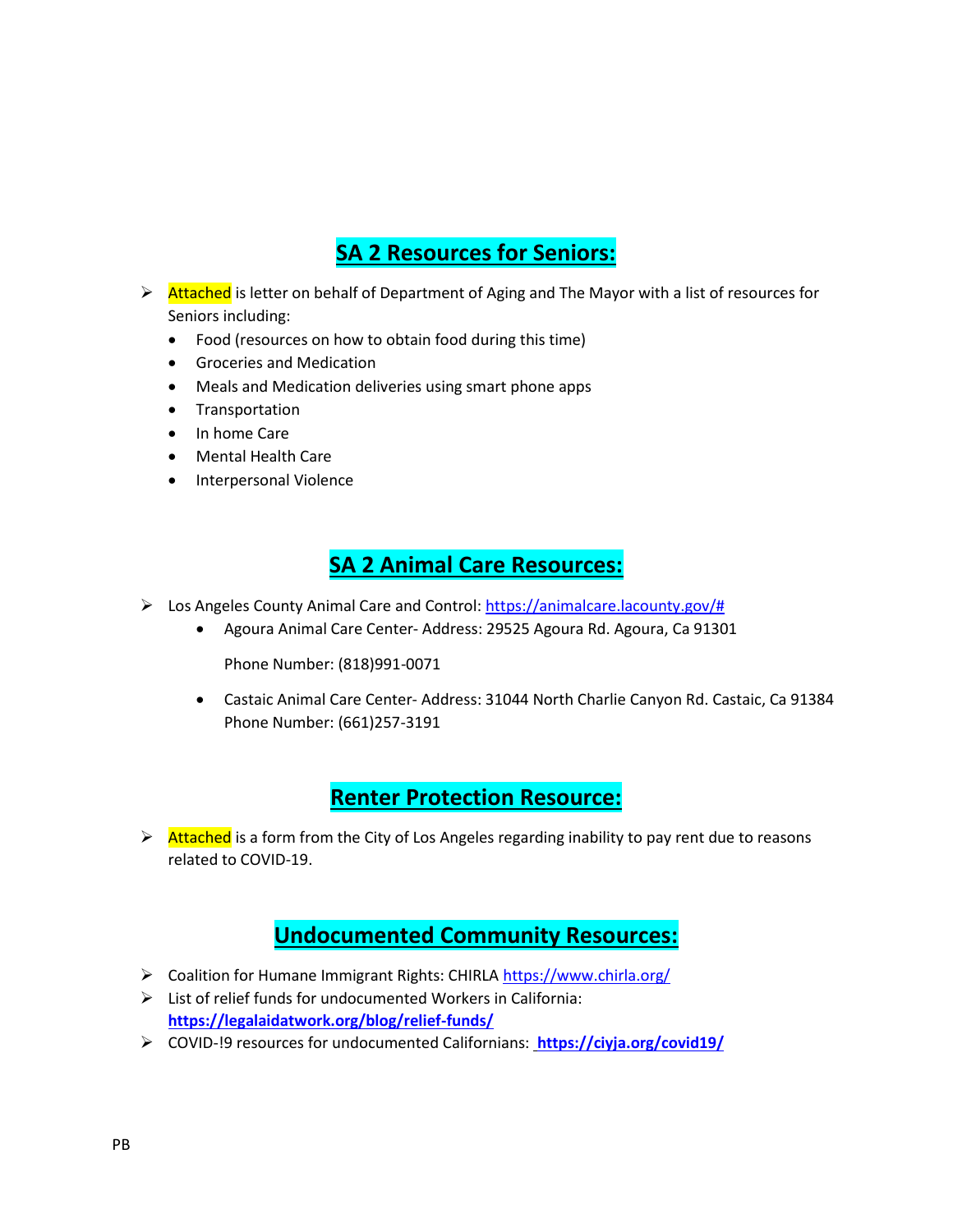## SA 2 Resources for Seniors:

- Attached is letter on behalf of Department of Aging and The Mayor with a list of resources for Seniors including:
  - Food (resources on how to obtain food during this time)
  - Groceries and Medication
  - Meals and Medication deliveries using smart phone apps
  - Transportation
  - In home Care
  - Mental Health Care
  - Interpersonal Violence

## SA 2 Animal Care Resources:

- Los Angeles County Animal Care and Control: https://animalcare.lacounty.gov/#
  - Agoura Animal Care Center- Address: 29525 Agoura Rd. Agoura, Ca 91301

    Phone Number: (818)991-0071

  - Castaic Animal Care Center- Address: 31044 North Charlie Canyon Rd. Castaic, Ca 91384
    Phone Number: (661)257-3191

## Renter Protection Resource:

- Attached is a form from the City of Los Angeles regarding inability to pay rent due to reasons related to COVID-19.

## Undocumented Community Resources:

- Coalition for Humane Immigrant Rights: CHIRLA https://www.chirla.org/
- List of relief funds for undocumented Workers in California: **https://legalaidatwork.org/blog/relief-funds/**
- COVID-!9 resources for undocumented Californians: **https://ciyja.org/covid19/**

PB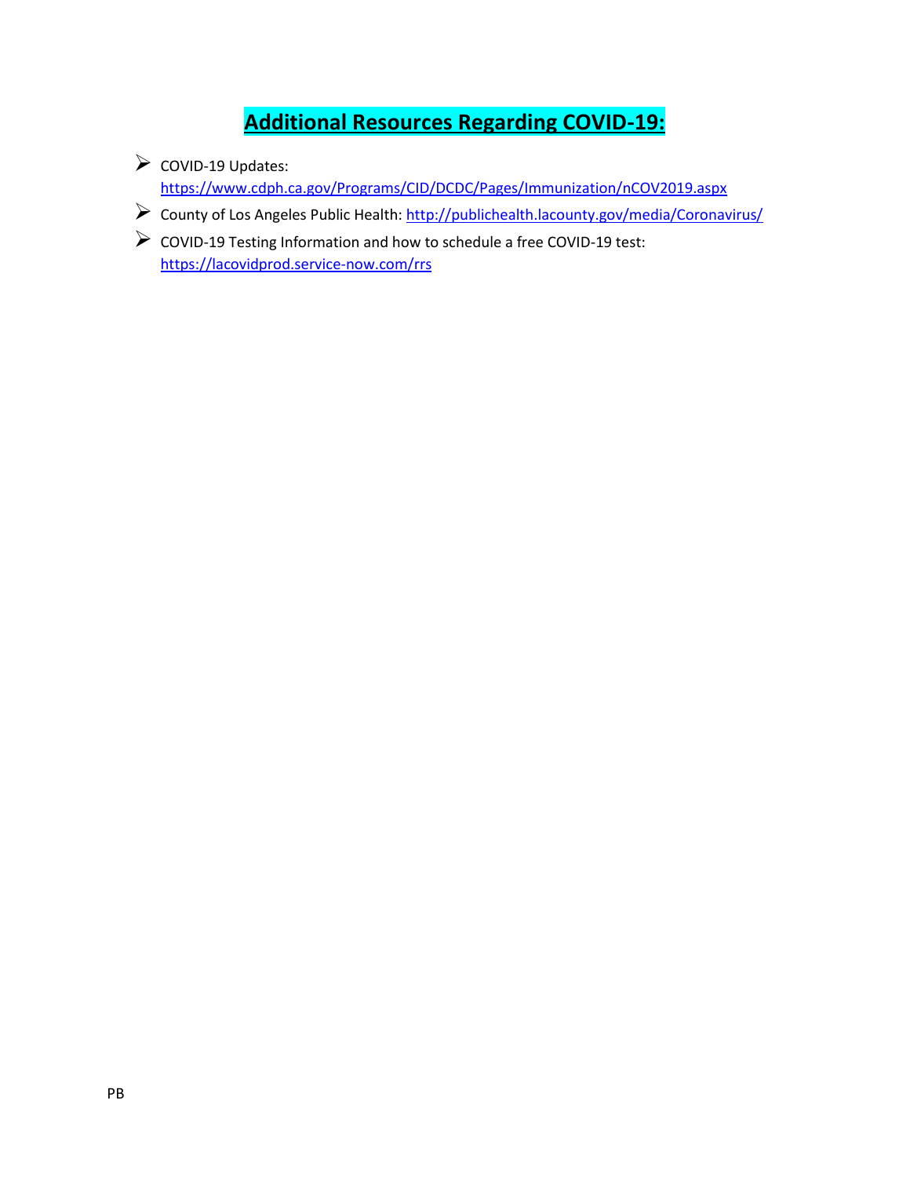## Additional Resources Regarding COVID-19:

- COVID-19 Updates: https://www.cdph.ca.gov/Programs/CID/DCDC/Pages/Immunization/nCOV2019.aspx
- County of Los Angeles Public Health: http://publichealth.lacounty.gov/media/Coronavirus/
- COVID-19 Testing Information and how to schedule a free COVID-19 test: https://lacovidprod.service-now.com/rrs

PB